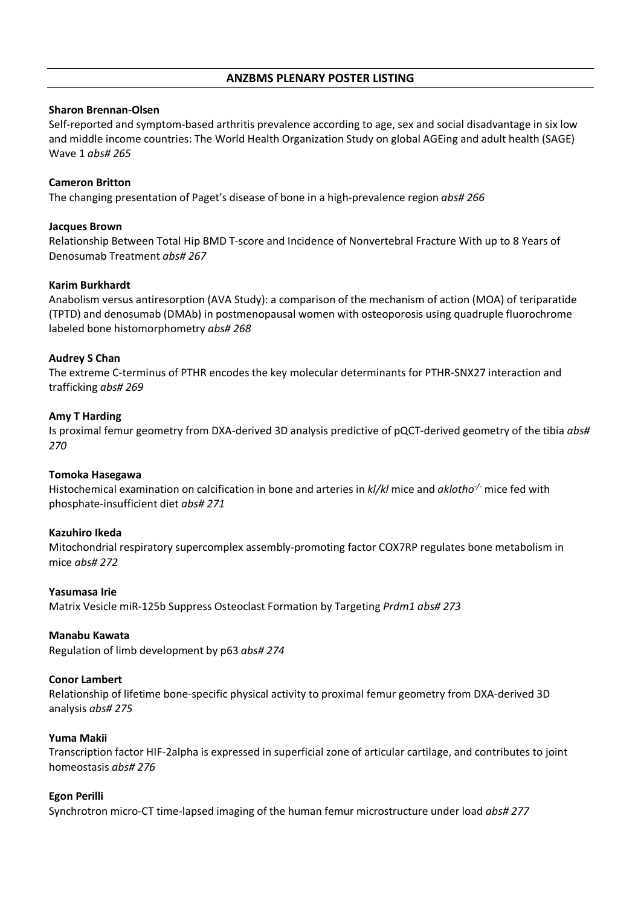## ANZBMS PLENARY POSTER LISTING

**Sharon Brennan-Olsen**
Self-reported and symptom-based arthritis prevalence according to age, sex and social disadvantage in six low and middle income countries: The World Health Organization Study on global AGEing and adult health (SAGE) Wave 1 *abs# 265*

**Cameron Britton**
The changing presentation of Paget's disease of bone in a high-prevalence region *abs# 266*

**Jacques Brown**
Relationship Between Total Hip BMD T-score and Incidence of Nonvertebral Fracture With up to 8 Years of Denosumab Treatment *abs# 267*

**Karim Burkhardt**
Anabolism versus antiresorption (AVA Study): a comparison of the mechanism of action (MOA) of teriparatide (TPTD) and denosumab (DMAb) in postmenopausal women with osteoporosis using quadruple fluorochrome labeled bone histomorphometry *abs# 268*

**Audrey S Chan**
The extreme C-terminus of PTHR encodes the key molecular determinants for PTHR-SNX27 interaction and trafficking *abs# 269*

**Amy T Harding**
Is proximal femur geometry from DXA-derived 3D analysis predictive of pQCT-derived geometry of the tibia *abs# 270*

**Tomoka Hasegawa**
Histochemical examination on calcification in bone and arteries in *kl/kl* mice and *aklotho*$^{-/-}$ mice fed with phosphate-insufficient diet *abs# 271*

**Kazuhiro Ikeda**
Mitochondrial respiratory supercomplex assembly-promoting factor COX7RP regulates bone metabolism in mice *abs# 272*

**Yasumasa Irie**
Matrix Vesicle miR-125b Suppress Osteoclast Formation by Targeting *Prdm1 abs# 273*

**Manabu Kawata**
Regulation of limb development by p63 *abs# 274*

**Conor Lambert**
Relationship of lifetime bone-specific physical activity to proximal femur geometry from DXA-derived 3D analysis *abs# 275*

**Yuma Makii**
Transcription factor HIF-2alpha is expressed in superficial zone of articular cartilage, and contributes to joint homeostasis *abs# 276*

**Egon Perilli**
Synchrotron micro-CT time-lapsed imaging of the human femur microstructure under load *abs# 277*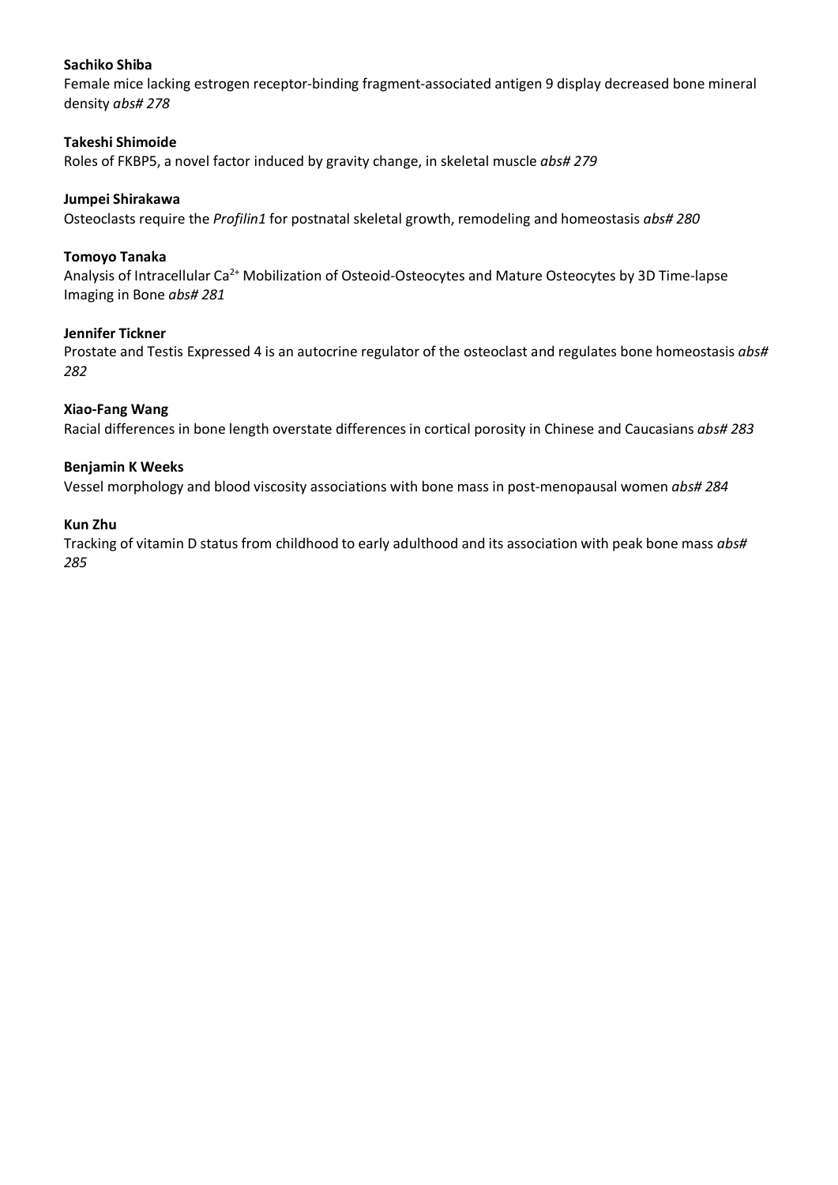**Sachiko Shiba**
Female mice lacking estrogen receptor-binding fragment-associated antigen 9 display decreased bone mineral density *abs# 278*

**Takeshi Shimoide**
Roles of FKBP5, a novel factor induced by gravity change, in skeletal muscle *abs# 279*

**Jumpei Shirakawa**
Osteoclasts require the *Profilin1* for postnatal skeletal growth, remodeling and homeostasis *abs# 280*

**Tomoyo Tanaka**
Analysis of Intracellular $Ca^{2+}$ Mobilization of Osteoid-Osteocytes and Mature Osteocytes by 3D Time-lapse Imaging in Bone *abs# 281*

**Jennifer Tickner**
Prostate and Testis Expressed 4 is an autocrine regulator of the osteoclast and regulates bone homeostasis *abs# 282*

**Xiao-Fang Wang**
Racial differences in bone length overstate differences in cortical porosity in Chinese and Caucasians *abs# 283*

**Benjamin K Weeks**
Vessel morphology and blood viscosity associations with bone mass in post-menopausal women *abs# 284*

**Kun Zhu**
Tracking of vitamin D status from childhood to early adulthood and its association with peak bone mass *abs# 285*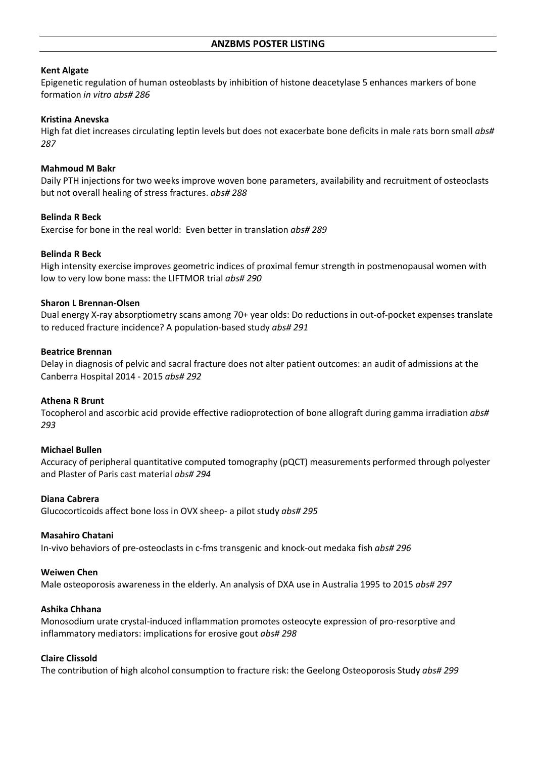## ANZBMS POSTER LISTING

**Kent Algate**
Epigenetic regulation of human osteoblasts by inhibition of histone deacetylase 5 enhances markers of bone formation *in vitro abs# 286*

**Kristina Anevska**
High fat diet increases circulating leptin levels but does not exacerbate bone deficits in male rats born small *abs# 287*

**Mahmoud M Bakr**
Daily PTH injections for two weeks improve woven bone parameters, availability and recruitment of osteoclasts but not overall healing of stress fractures. *abs# 288*

**Belinda R Beck**
Exercise for bone in the real world: Even better in translation *abs# 289*

**Belinda R Beck**
High intensity exercise improves geometric indices of proximal femur strength in postmenopausal women with low to very low bone mass: the LIFTMOR trial *abs# 290*

**Sharon L Brennan-Olsen**
Dual energy X-ray absorptiometry scans among 70+ year olds: Do reductions in out-of-pocket expenses translate to reduced fracture incidence? A population-based study *abs# 291*

**Beatrice Brennan**
Delay in diagnosis of pelvic and sacral fracture does not alter patient outcomes: an audit of admissions at the Canberra Hospital 2014 - 2015 *abs# 292*

**Athena R Brunt**
Tocopherol and ascorbic acid provide effective radioprotection of bone allograft during gamma irradiation *abs# 293*

**Michael Bullen**
Accuracy of peripheral quantitative computed tomography (pQCT) measurements performed through polyester and Plaster of Paris cast material *abs# 294*

**Diana Cabrera**
Glucocorticoids affect bone loss in OVX sheep- a pilot study *abs# 295*

**Masahiro Chatani**
In-vivo behaviors of pre-osteoclasts in c-fms transgenic and knock-out medaka fish *abs# 296*

**Weiwen Chen**
Male osteoporosis awareness in the elderly. An analysis of DXA use in Australia 1995 to 2015 *abs# 297*

**Ashika Chhana**
Monosodium urate crystal-induced inflammation promotes osteocyte expression of pro-resorptive and inflammatory mediators: implications for erosive gout *abs# 298*

**Claire Clissold**
The contribution of high alcohol consumption to fracture risk: the Geelong Osteoporosis Study *abs# 299*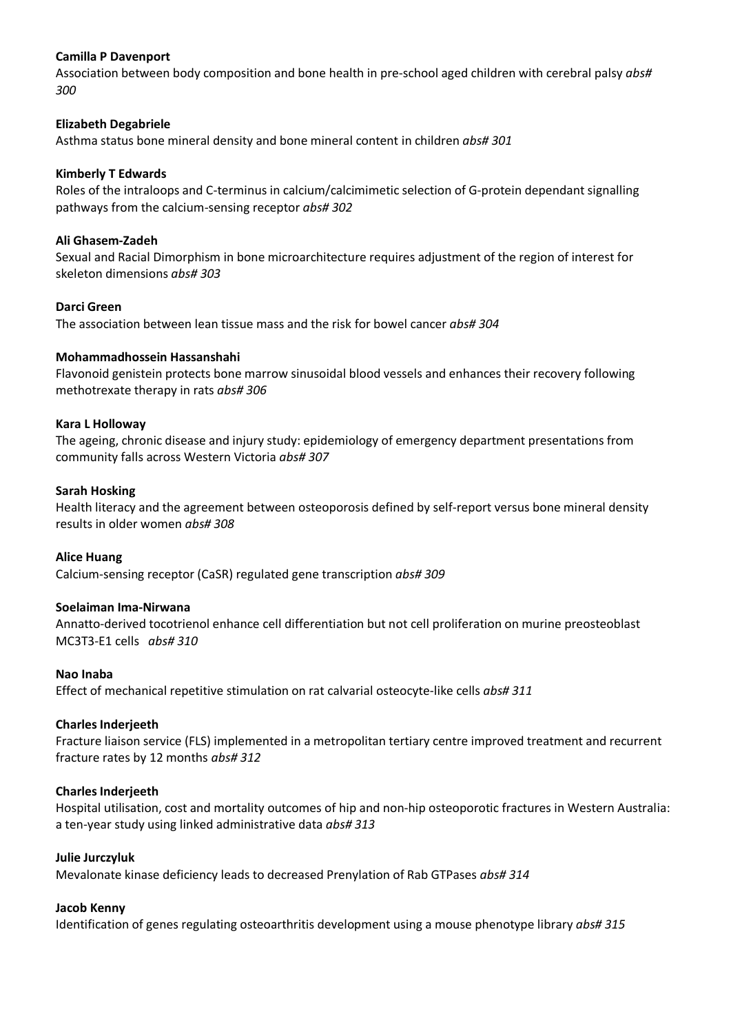**Camilla P Davenport**
Association between body composition and bone health in pre-school aged children with cerebral palsy *abs# 300*

**Elizabeth Degabriele**
Asthma status bone mineral density and bone mineral content in children *abs# 301*

**Kimberly T Edwards**
Roles of the intraloops and C-terminus in calcium/calcimimetic selection of G-protein dependant signalling pathways from the calcium-sensing receptor *abs# 302*

**Ali Ghasem-Zadeh**
Sexual and Racial Dimorphism in bone microarchitecture requires adjustment of the region of interest for skeleton dimensions *abs# 303*

**Darci Green**
The association between lean tissue mass and the risk for bowel cancer *abs# 304*

**Mohammadhossein Hassanshahi**
Flavonoid genistein protects bone marrow sinusoidal blood vessels and enhances their recovery following methotrexate therapy in rats *abs# 306*

**Kara L Holloway**
The ageing, chronic disease and injury study: epidemiology of emergency department presentations from community falls across Western Victoria *abs# 307*

**Sarah Hosking**
Health literacy and the agreement between osteoporosis defined by self-report versus bone mineral density results in older women *abs# 308*

**Alice Huang**
Calcium-sensing receptor (CaSR) regulated gene transcription *abs# 309*

**Soelaiman Ima-Nirwana**
Annatto-derived tocotrienol enhance cell differentiation but not cell proliferation on murine preosteoblast MC3T3-E1 cells *abs# 310*

**Nao Inaba**
Effect of mechanical repetitive stimulation on rat calvarial osteocyte-like cells *abs# 311*

**Charles Inderjeeth**
Fracture liaison service (FLS) implemented in a metropolitan tertiary centre improved treatment and recurrent fracture rates by 12 months *abs# 312*

**Charles Inderjeeth**
Hospital utilisation, cost and mortality outcomes of hip and non-hip osteoporotic fractures in Western Australia: a ten-year study using linked administrative data *abs# 313*

**Julie Jurczyluk**
Mevalonate kinase deficiency leads to decreased Prenylation of Rab GTPases *abs# 314*

**Jacob Kenny**
Identification of genes regulating osteoarthritis development using a mouse phenotype library *abs# 315*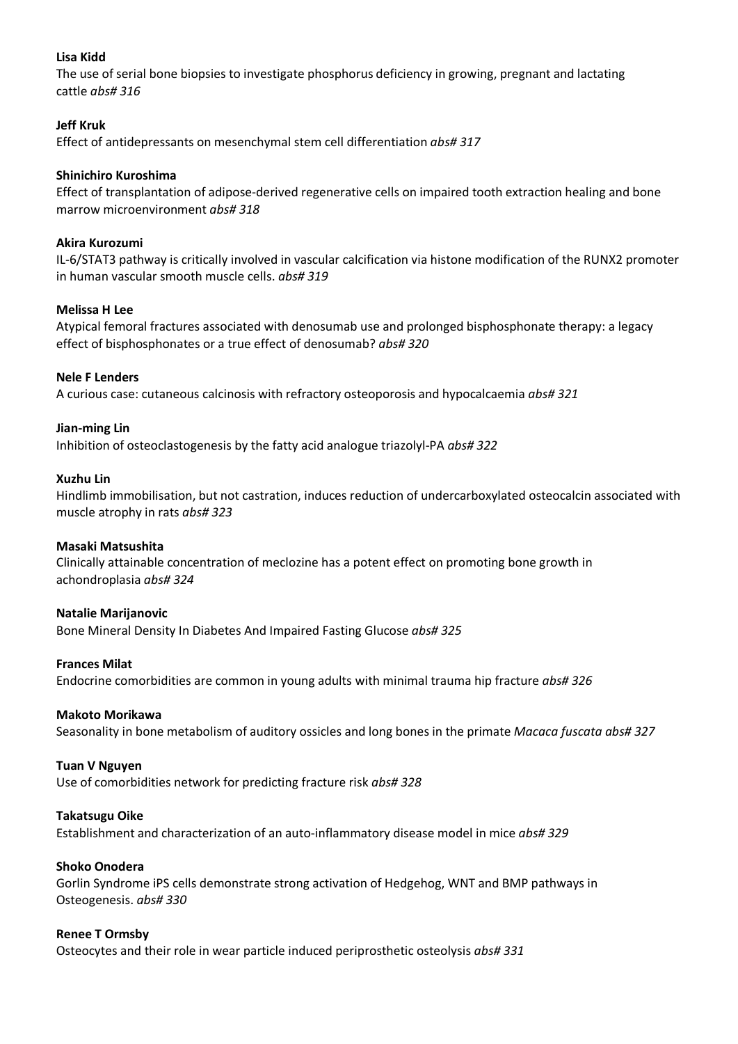**Lisa Kidd**
The use of serial bone biopsies to investigate phosphorus deficiency in growing, pregnant and lactating cattle *abs# 316*

**Jeff Kruk**
Effect of antidepressants on mesenchymal stem cell differentiation *abs# 317*

**Shinichiro Kuroshima**
Effect of transplantation of adipose-derived regenerative cells on impaired tooth extraction healing and bone marrow microenvironment *abs# 318*

**Akira Kurozumi**
IL-6/STAT3 pathway is critically involved in vascular calcification via histone modification of the RUNX2 promoter in human vascular smooth muscle cells. *abs# 319*

**Melissa H Lee**
Atypical femoral fractures associated with denosumab use and prolonged bisphosphonate therapy: a legacy effect of bisphosphonates or a true effect of denosumab? *abs# 320*

**Nele F Lenders**
A curious case: cutaneous calcinosis with refractory osteoporosis and hypocalcaemia *abs# 321*

**Jian-ming Lin**
Inhibition of osteoclastogenesis by the fatty acid analogue triazolyl-PA *abs# 322*

**Xuzhu Lin**
Hindlimb immobilisation, but not castration, induces reduction of undercarboxylated osteocalcin associated with muscle atrophy in rats *abs# 323*

**Masaki Matsushita**
Clinically attainable concentration of meclozine has a potent effect on promoting bone growth in achondroplasia *abs# 324*

**Natalie Marijanovic**
Bone Mineral Density In Diabetes And Impaired Fasting Glucose *abs# 325*

**Frances Milat**
Endocrine comorbidities are common in young adults with minimal trauma hip fracture *abs# 326*

**Makoto Morikawa**
Seasonality in bone metabolism of auditory ossicles and long bones in the primate *Macaca fuscata abs# 327*

**Tuan V Nguyen**
Use of comorbidities network for predicting fracture risk *abs# 328*

**Takatsugu Oike**
Establishment and characterization of an auto-inflammatory disease model in mice *abs# 329*

**Shoko Onodera**
Gorlin Syndrome iPS cells demonstrate strong activation of Hedgehog, WNT and BMP pathways in Osteogenesis. *abs# 330*

**Renee T Ormsby**
Osteocytes and their role in wear particle induced periprosthetic osteolysis *abs# 331*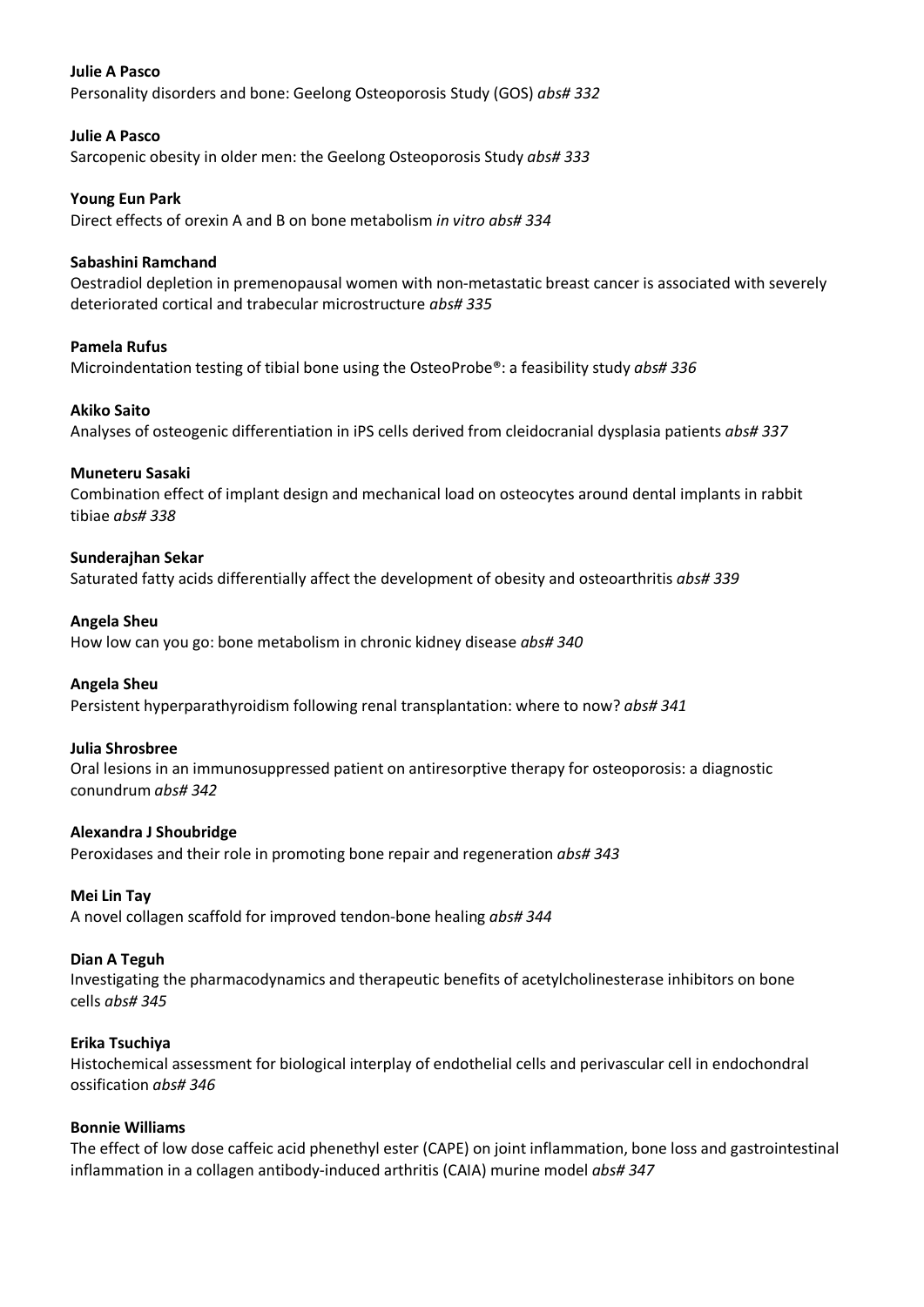**Julie A Pasco**
Personality disorders and bone: Geelong Osteoporosis Study (GOS) *abs# 332*

**Julie A Pasco**
Sarcopenic obesity in older men: the Geelong Osteoporosis Study *abs# 333*

**Young Eun Park**
Direct effects of orexin A and B on bone metabolism *in vitro abs# 334*

**Sabashini Ramchand**
Oestradiol depletion in premenopausal women with non-metastatic breast cancer is associated with severely deteriorated cortical and trabecular microstructure *abs# 335*

**Pamela Rufus**
Microindentation testing of tibial bone using the OsteoProbe®: a feasibility study *abs# 336*

**Akiko Saito**
Analyses of osteogenic differentiation in iPS cells derived from cleidocranial dysplasia patients *abs# 337*

**Muneteru Sasaki**
Combination effect of implant design and mechanical load on osteocytes around dental implants in rabbit tibiae *abs# 338*

**Sunderajhan Sekar**
Saturated fatty acids differentially affect the development of obesity and osteoarthritis *abs# 339*

**Angela Sheu**
How low can you go: bone metabolism in chronic kidney disease *abs# 340*

**Angela Sheu**
Persistent hyperparathyroidism following renal transplantation: where to now? *abs# 341*

**Julia Shrosbree**
Oral lesions in an immunosuppressed patient on antiresorptive therapy for osteoporosis: a diagnostic conundrum *abs# 342*

**Alexandra J Shoubridge**
Peroxidases and their role in promoting bone repair and regeneration *abs# 343*

**Mei Lin Tay**
A novel collagen scaffold for improved tendon-bone healing *abs# 344*

**Dian A Teguh**
Investigating the pharmacodynamics and therapeutic benefits of acetylcholinesterase inhibitors on bone cells *abs# 345*

**Erika Tsuchiya**
Histochemical assessment for biological interplay of endothelial cells and perivascular cell in endochondral ossification *abs# 346*

**Bonnie Williams**
The effect of low dose caffeic acid phenethyl ester (CAPE) on joint inflammation, bone loss and gastrointestinal inflammation in a collagen antibody-induced arthritis (CAIA) murine model *abs# 347*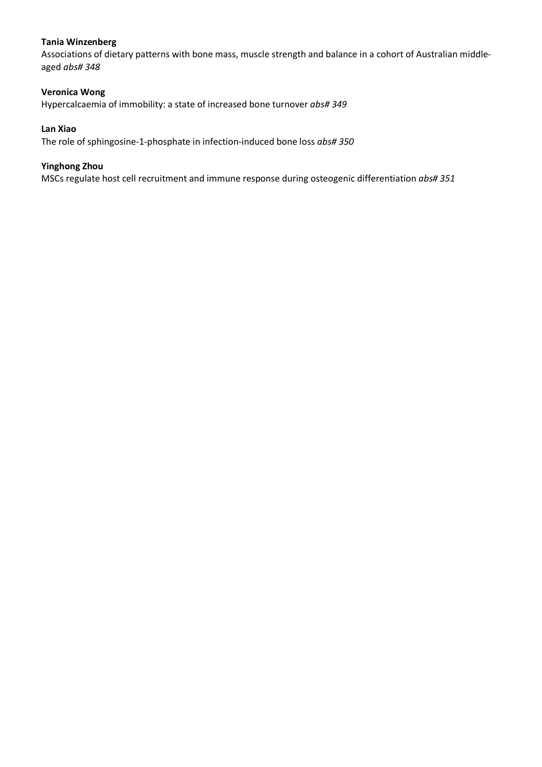**Tania Winzenberg**
Associations of dietary patterns with bone mass, muscle strength and balance in a cohort of Australian middle-aged *abs# 348*

**Veronica Wong**
Hypercalcaemia of immobility: a state of increased bone turnover *abs# 349*

**Lan Xiao**
The role of sphingosine-1-phosphate in infection-induced bone loss *abs# 350*

**Yinghong Zhou**
MSCs regulate host cell recruitment and immune response during osteogenic differentiation *abs# 351*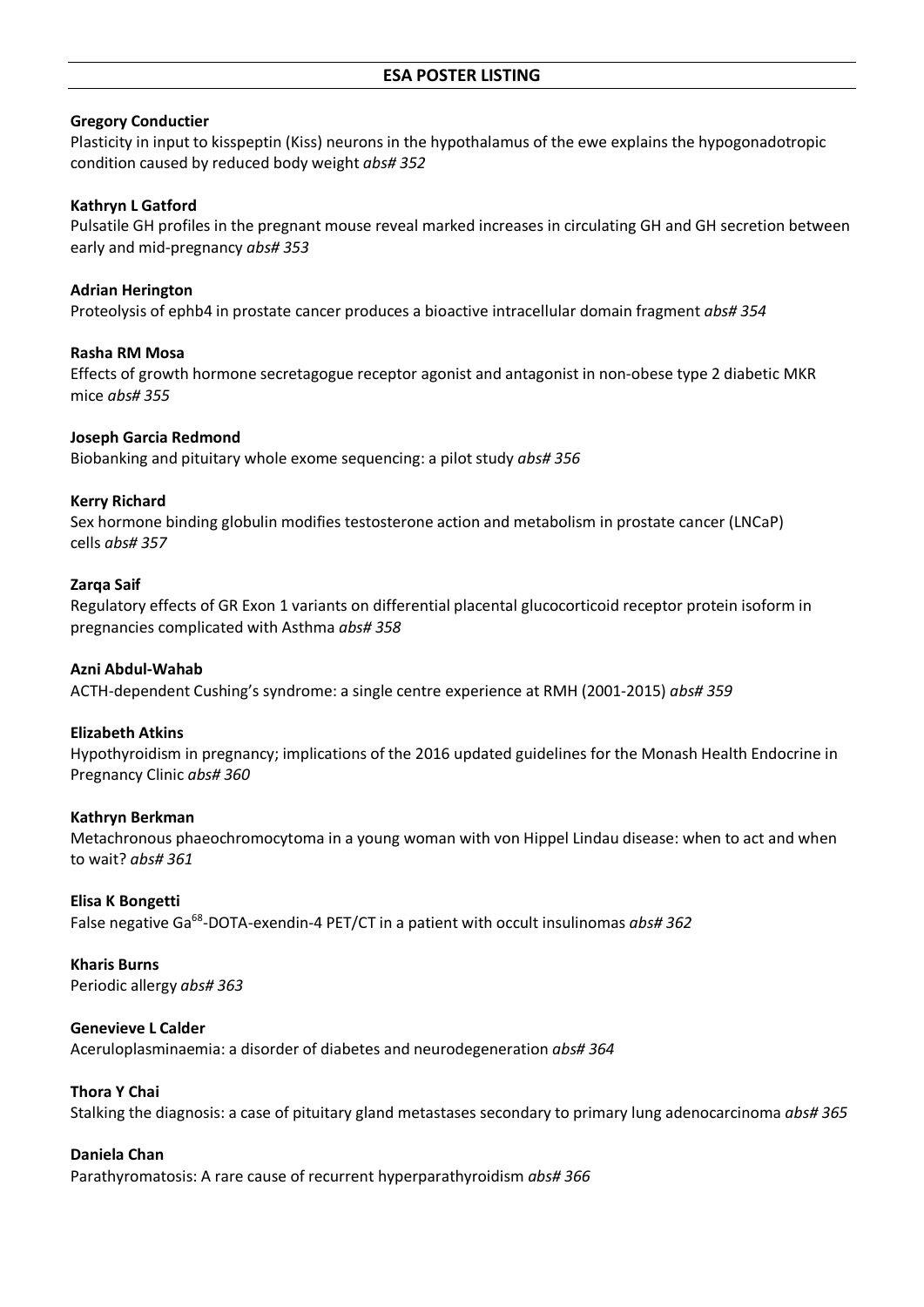## ESA POSTER LISTING

**Gregory Conductier**
Plasticity in input to kisspeptin (Kiss) neurons in the hypothalamus of the ewe explains the hypogonadotropic condition caused by reduced body weight *abs# 352*

**Kathryn L Gatford**
Pulsatile GH profiles in the pregnant mouse reveal marked increases in circulating GH and GH secretion between early and mid-pregnancy *abs# 353*

**Adrian Herington**
Proteolysis of ephb4 in prostate cancer produces a bioactive intracellular domain fragment *abs# 354*

**Rasha RM Mosa**
Effects of growth hormone secretagogue receptor agonist and antagonist in non-obese type 2 diabetic MKR mice *abs# 355*

**Joseph Garcia Redmond**
Biobanking and pituitary whole exome sequencing: a pilot study *abs# 356*

**Kerry Richard**
Sex hormone binding globulin modifies testosterone action and metabolism in prostate cancer (LNCaP) cells *abs# 357*

**Zarqa Saif**
Regulatory effects of GR Exon 1 variants on differential placental glucocorticoid receptor protein isoform in pregnancies complicated with Asthma *abs# 358*

**Azni Abdul-Wahab**
ACTH-dependent Cushing's syndrome: a single centre experience at RMH (2001-2015) *abs# 359*

**Elizabeth Atkins**
Hypothyroidism in pregnancy; implications of the 2016 updated guidelines for the Monash Health Endocrine in Pregnancy Clinic *abs# 360*

**Kathryn Berkman**
Metachronous phaeochromocytoma in a young woman with von Hippel Lindau disease: when to act and when to wait? *abs# 361*

**Elisa K Bongetti**
False negative $Ga^{68}$-DOTA-exendin-4 PET/CT in a patient with occult insulinomas *abs# 362*

**Kharis Burns**
Periodic allergy *abs# 363*

**Genevieve L Calder**
Aceruloplasminaemia: a disorder of diabetes and neurodegeneration *abs# 364*

**Thora Y Chai**
Stalking the diagnosis: a case of pituitary gland metastases secondary to primary lung adenocarcinoma *abs# 365*

**Daniela Chan**
Parathyromatosis: A rare cause of recurrent hyperparathyroidism *abs# 366*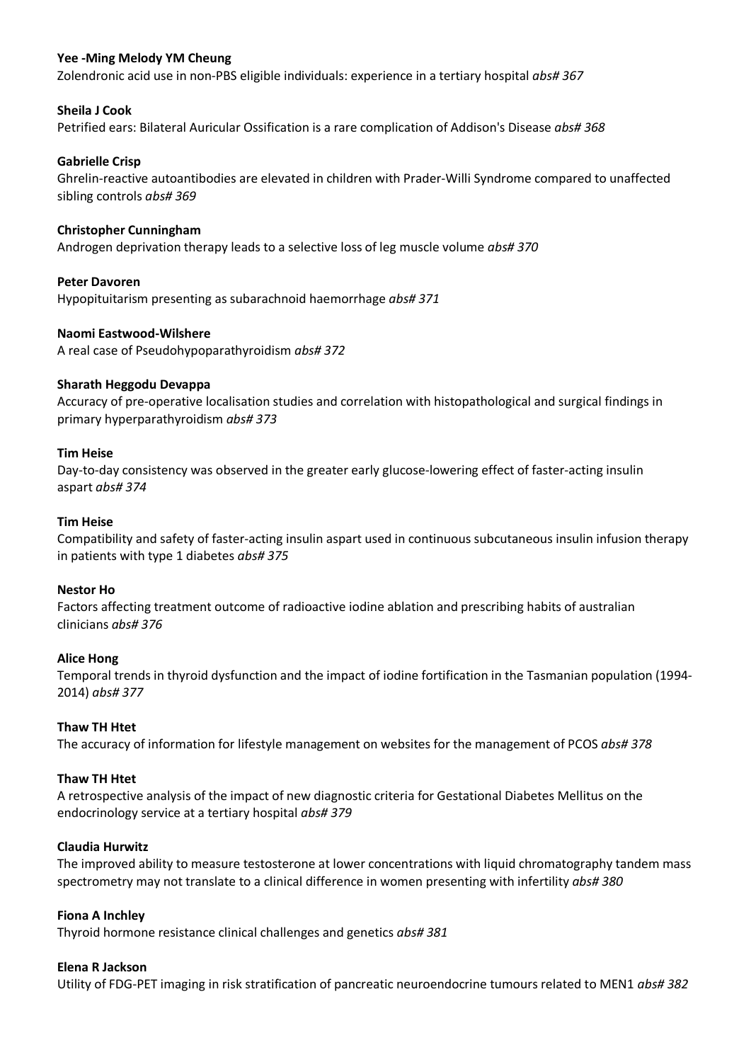**Yee -Ming Melody YM Cheung**
Zolendronic acid use in non-PBS eligible individuals: experience in a tertiary hospital *abs# 367*

**Sheila J Cook**
Petrified ears: Bilateral Auricular Ossification is a rare complication of Addison's Disease *abs# 368*

**Gabrielle Crisp**
Ghrelin-reactive autoantibodies are elevated in children with Prader-Willi Syndrome compared to unaffected sibling controls *abs# 369*

**Christopher Cunningham**
Androgen deprivation therapy leads to a selective loss of leg muscle volume *abs# 370*

**Peter Davoren**
Hypopituitarism presenting as subarachnoid haemorrhage *abs# 371*

**Naomi Eastwood-Wilshere**
A real case of Pseudohypoparathyroidism *abs# 372*

**Sharath Heggodu Devappa**
Accuracy of pre-operative localisation studies and correlation with histopathological and surgical findings in primary hyperparathyroidism *abs# 373*

**Tim Heise**
Day-to-day consistency was observed in the greater early glucose-lowering effect of faster-acting insulin aspart *abs# 374*

**Tim Heise**
Compatibility and safety of faster-acting insulin aspart used in continuous subcutaneous insulin infusion therapy in patients with type 1 diabetes *abs# 375*

**Nestor Ho**
Factors affecting treatment outcome of radioactive iodine ablation and prescribing habits of australian clinicians *abs# 376*

**Alice Hong**
Temporal trends in thyroid dysfunction and the impact of iodine fortification in the Tasmanian population (1994-2014) *abs# 377*

**Thaw TH Htet**
The accuracy of information for lifestyle management on websites for the management of PCOS *abs# 378*

**Thaw TH Htet**
A retrospective analysis of the impact of new diagnostic criteria for Gestational Diabetes Mellitus on the endocrinology service at a tertiary hospital *abs# 379*

**Claudia Hurwitz**
The improved ability to measure testosterone at lower concentrations with liquid chromatography tandem mass spectrometry may not translate to a clinical difference in women presenting with infertility *abs# 380*

**Fiona A Inchley**
Thyroid hormone resistance clinical challenges and genetics *abs# 381*

**Elena R Jackson**
Utility of FDG-PET imaging in risk stratification of pancreatic neuroendocrine tumours related to MEN1 *abs# 382*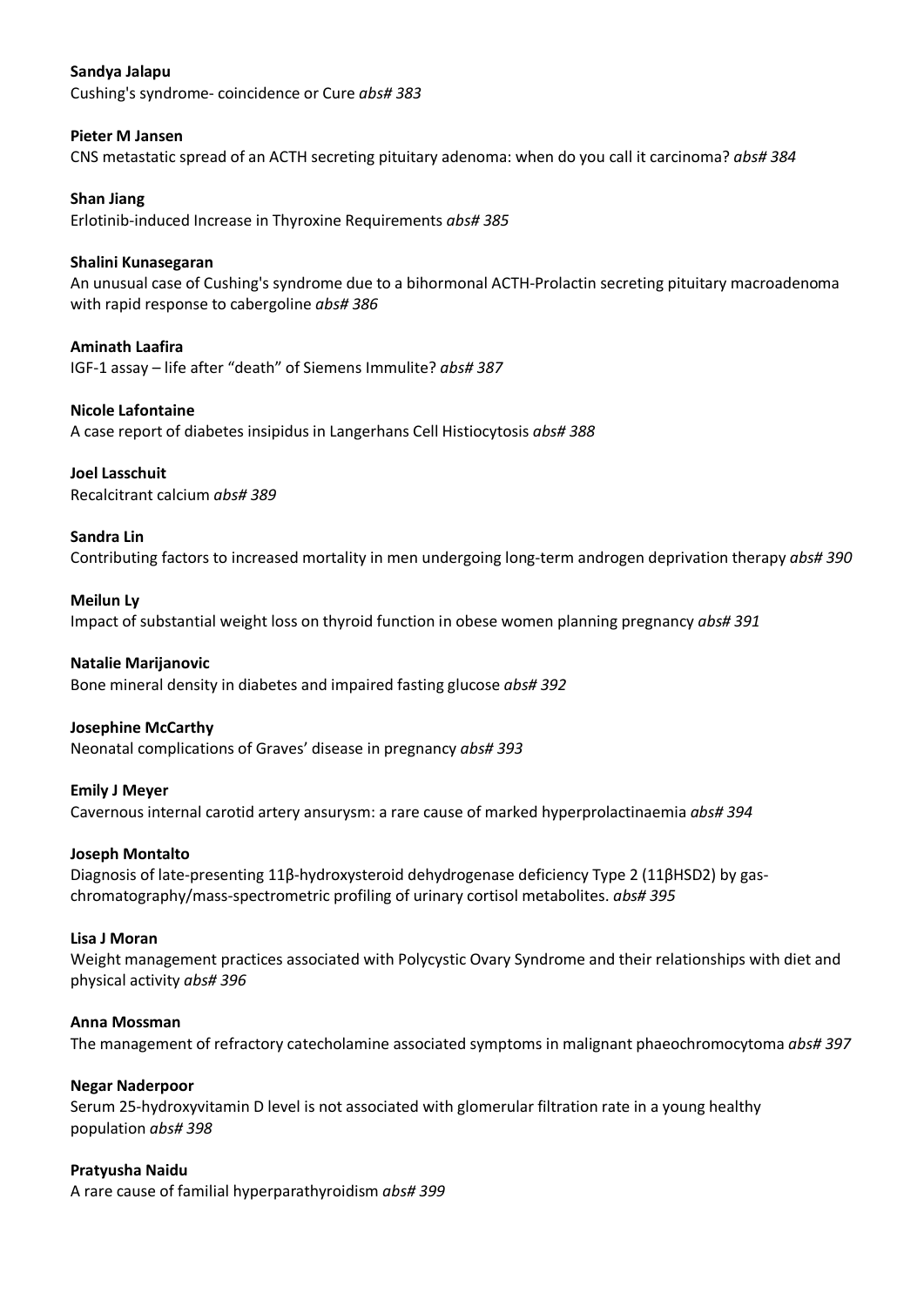**Sandya Jalapu**
Cushing's syndrome- coincidence or Cure *abs# 383*

**Pieter M Jansen**
CNS metastatic spread of an ACTH secreting pituitary adenoma: when do you call it carcinoma? *abs# 384*

**Shan Jiang**
Erlotinib-induced Increase in Thyroxine Requirements *abs# 385*

**Shalini Kunasegaran**
An unusual case of Cushing's syndrome due to a bihormonal ACTH-Prolactin secreting pituitary macroadenoma with rapid response to cabergoline *abs# 386*

**Aminath Laafira**
IGF-1 assay – life after "death" of Siemens Immulite? *abs# 387*

**Nicole Lafontaine**
A case report of diabetes insipidus in Langerhans Cell Histiocytosis *abs# 388*

**Joel Lasschuit**
Recalcitrant calcium *abs# 389*

**Sandra Lin**
Contributing factors to increased mortality in men undergoing long-term androgen deprivation therapy *abs# 390*

**Meilun Ly**
Impact of substantial weight loss on thyroid function in obese women planning pregnancy *abs# 391*

**Natalie Marijanovic**
Bone mineral density in diabetes and impaired fasting glucose *abs# 392*

**Josephine McCarthy**
Neonatal complications of Graves' disease in pregnancy *abs# 393*

**Emily J Meyer**
Cavernous internal carotid artery ansurysm: a rare cause of marked hyperprolactinaemia *abs# 394*

**Joseph Montalto**
Diagnosis of late-presenting 11β-hydroxysteroid dehydrogenase deficiency Type 2 (11βHSD2) by gas-chromatography/mass-spectrometric profiling of urinary cortisol metabolites. *abs# 395*

**Lisa J Moran**
Weight management practices associated with Polycystic Ovary Syndrome and their relationships with diet and physical activity *abs# 396*

**Anna Mossman**
The management of refractory catecholamine associated symptoms in malignant phaeochromocytoma *abs# 397*

**Negar Naderpoor**
Serum 25-hydroxyvitamin D level is not associated with glomerular filtration rate in a young healthy population *abs# 398*

**Pratyusha Naidu**
A rare cause of familial hyperparathyroidism *abs# 399*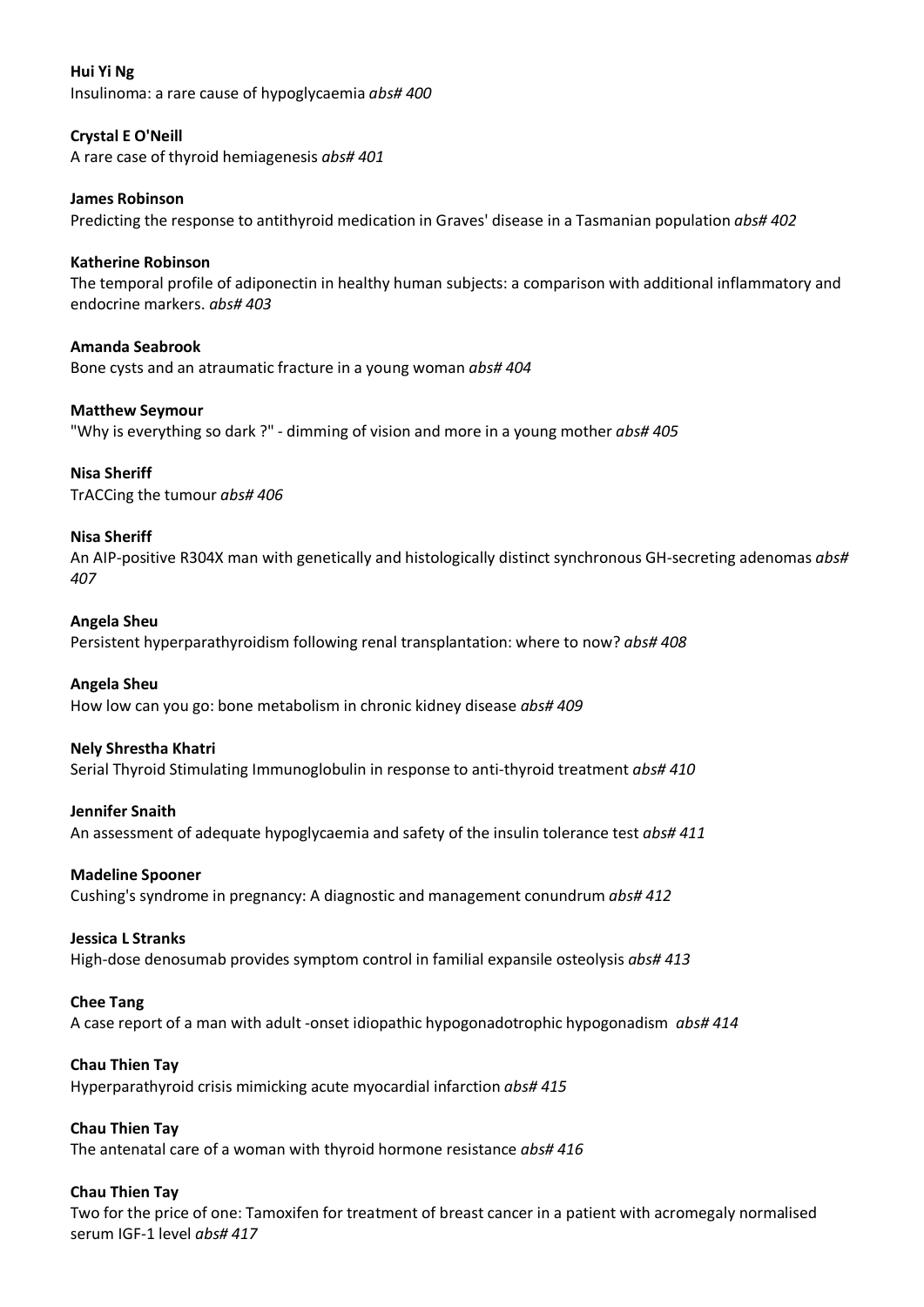**Hui Yi Ng**
Insulinoma: a rare cause of hypoglycaemia *abs# 400*

**Crystal E O'Neill**
A rare case of thyroid hemiagenesis *abs# 401*

**James Robinson**
Predicting the response to antithyroid medication in Graves' disease in a Tasmanian population *abs# 402*

**Katherine Robinson**
The temporal profile of adiponectin in healthy human subjects: a comparison with additional inflammatory and endocrine markers. *abs# 403*

**Amanda Seabrook**
Bone cysts and an atraumatic fracture in a young woman *abs# 404*

**Matthew Seymour**
"Why is everything so dark ?" - dimming of vision and more in a young mother *abs# 405*

**Nisa Sheriff**
TrACCing the tumour *abs# 406*

**Nisa Sheriff**
An AIP-positive R304X man with genetically and histologically distinct synchronous GH-secreting adenomas *abs# 407*

**Angela Sheu**
Persistent hyperparathyroidism following renal transplantation: where to now? *abs# 408*

**Angela Sheu**
How low can you go: bone metabolism in chronic kidney disease *abs# 409*

**Nely Shrestha Khatri**
Serial Thyroid Stimulating Immunoglobulin in response to anti-thyroid treatment *abs# 410*

**Jennifer Snaith**
An assessment of adequate hypoglycaemia and safety of the insulin tolerance test *abs# 411*

**Madeline Spooner**
Cushing's syndrome in pregnancy: A diagnostic and management conundrum *abs# 412*

**Jessica L Stranks**
High-dose denosumab provides symptom control in familial expansile osteolysis *abs# 413*

**Chee Tang**
A case report of a man with adult -onset idiopathic hypogonadotrophic hypogonadism *abs# 414*

**Chau Thien Tay**
Hyperparathyroid crisis mimicking acute myocardial infarction *abs# 415*

**Chau Thien Tay**
The antenatal care of a woman with thyroid hormone resistance *abs# 416*

**Chau Thien Tay**
Two for the price of one: Tamoxifen for treatment of breast cancer in a patient with acromegaly normalised serum IGF-1 level *abs# 417*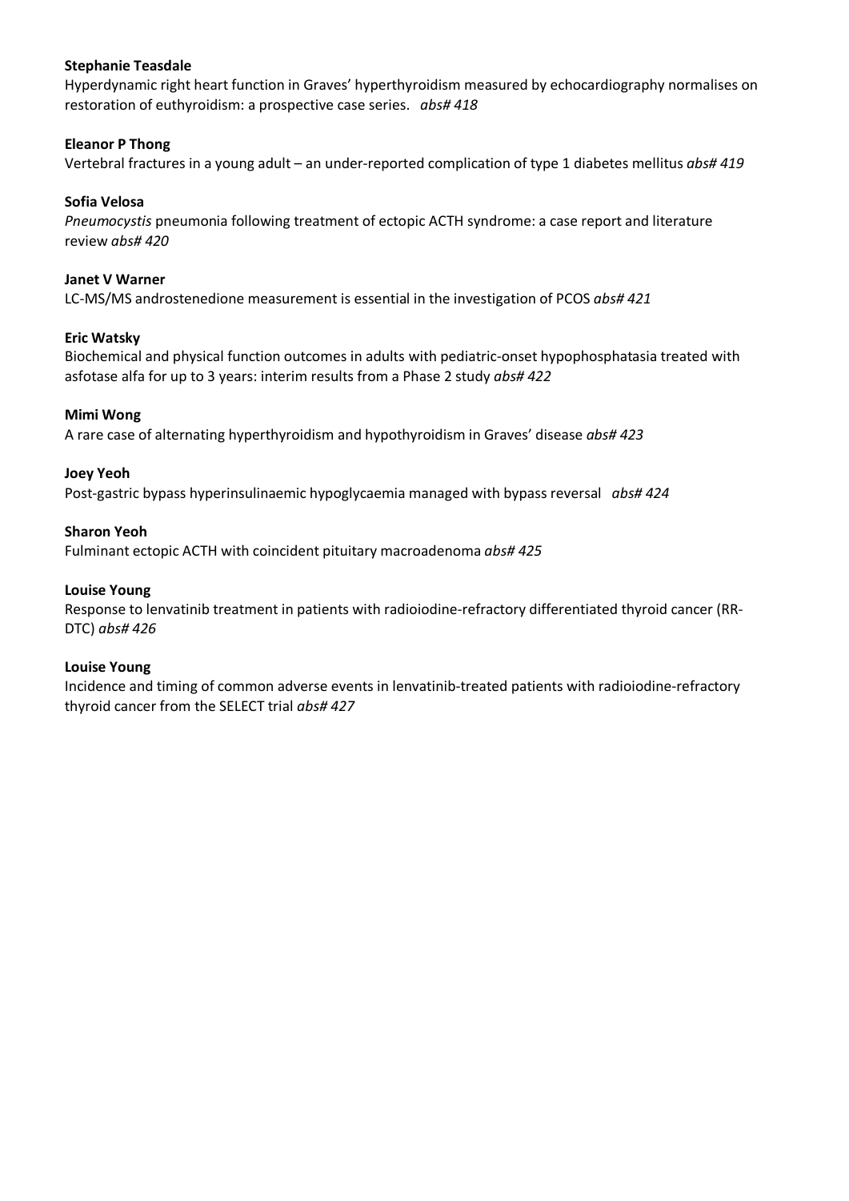**Stephanie Teasdale**
Hyperdynamic right heart function in Graves' hyperthyroidism measured by echocardiography normalises on restoration of euthyroidism: a prospective case series. *abs# 418*

**Eleanor P Thong**
Vertebral fractures in a young adult – an under-reported complication of type 1 diabetes mellitus *abs# 419*

**Sofia Velosa**
*Pneumocystis* pneumonia following treatment of ectopic ACTH syndrome: a case report and literature review *abs# 420*

**Janet V Warner**
LC-MS/MS androstenedione measurement is essential in the investigation of PCOS *abs# 421*

**Eric Watsky**
Biochemical and physical function outcomes in adults with pediatric-onset hypophosphatasia treated with asfotase alfa for up to 3 years: interim results from a Phase 2 study *abs# 422*

**Mimi Wong**
A rare case of alternating hyperthyroidism and hypothyroidism in Graves' disease *abs# 423*

**Joey Yeoh**
Post-gastric bypass hyperinsulinaemic hypoglycaemia managed with bypass reversal *abs# 424*

**Sharon Yeoh**
Fulminant ectopic ACTH with coincident pituitary macroadenoma *abs# 425*

**Louise Young**
Response to lenvatinib treatment in patients with radioiodine-refractory differentiated thyroid cancer (RR-DTC) *abs# 426*

**Louise Young**
Incidence and timing of common adverse events in lenvatinib-treated patients with radioiodine-refractory thyroid cancer from the SELECT trial *abs# 427*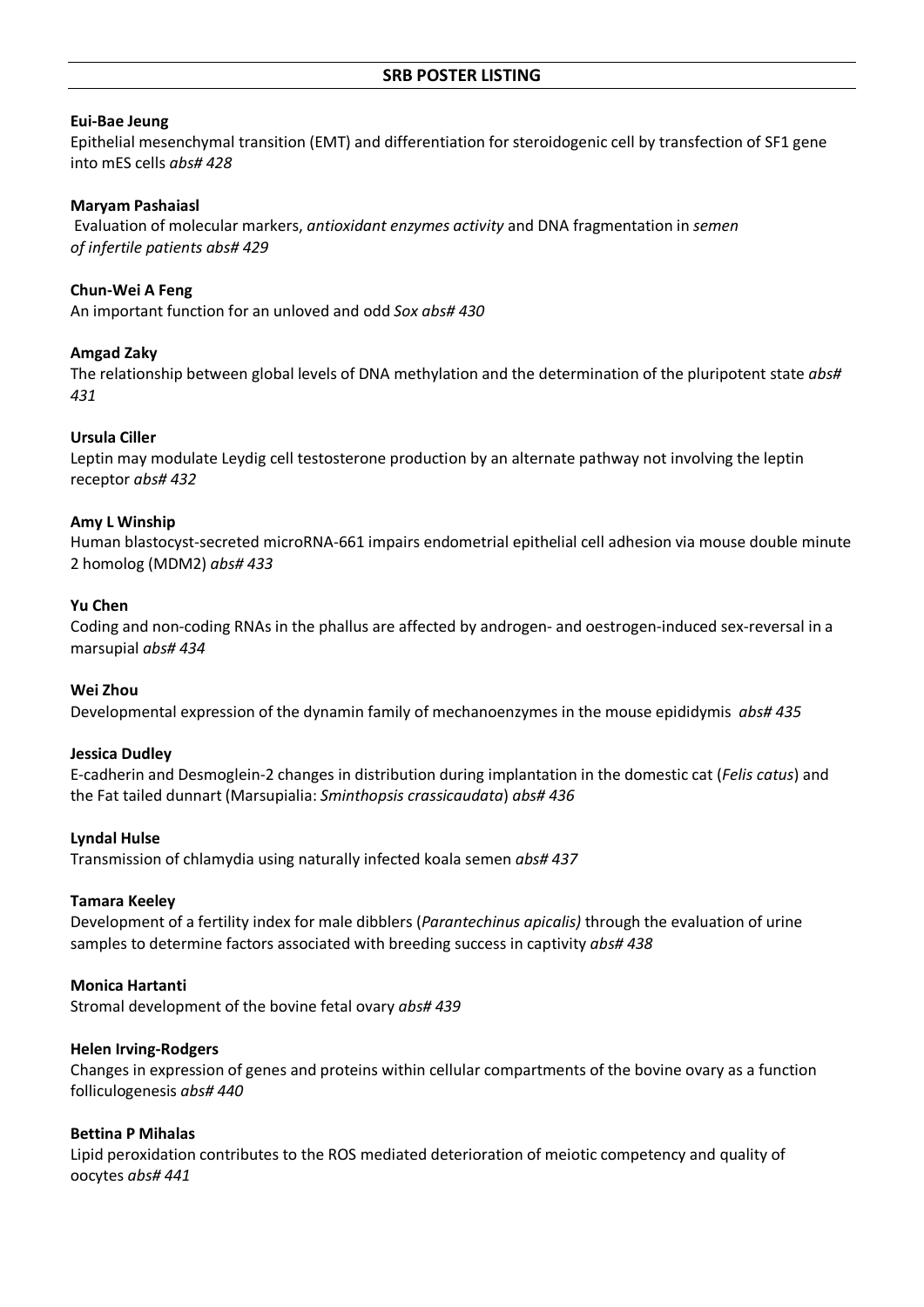## SRB POSTER LISTING

**Eui-Bae Jeung**
Epithelial mesenchymal transition (EMT) and differentiation for steroidogenic cell by transfection of SF1 gene into mES cells *abs# 428*

**Maryam Pashaiasl**
Evaluation of molecular markers, *antioxidant enzymes activity* and DNA fragmentation in *semen of infertile patients abs# 429*

**Chun-Wei A Feng**
An important function for an unloved and odd *Sox abs# 430*

**Amgad Zaky**
The relationship between global levels of DNA methylation and the determination of the pluripotent state *abs# 431*

**Ursula Ciller**
Leptin may modulate Leydig cell testosterone production by an alternate pathway not involving the leptin receptor *abs# 432*

**Amy L Winship**
Human blastocyst-secreted microRNA-661 impairs endometrial epithelial cell adhesion via mouse double minute 2 homolog (MDM2) *abs# 433*

**Yu Chen**
Coding and non-coding RNAs in the phallus are affected by androgen- and oestrogen-induced sex-reversal in a marsupial *abs# 434*

**Wei Zhou**
Developmental expression of the dynamin family of mechanoenzymes in the mouse epididymis *abs# 435*

**Jessica Dudley**
E-cadherin and Desmoglein-2 changes in distribution during implantation in the domestic cat (*Felis catus*) and the Fat tailed dunnart (Marsupialia: *Sminthopsis crassicaudata*) *abs# 436*

**Lyndal Hulse**
Transmission of chlamydia using naturally infected koala semen *abs# 437*

**Tamara Keeley**
Development of a fertility index for male dibblers (*Parantechinus apicalis)* through the evaluation of urine samples to determine factors associated with breeding success in captivity *abs# 438*

**Monica Hartanti**
Stromal development of the bovine fetal ovary *abs# 439*

**Helen Irving-Rodgers**
Changes in expression of genes and proteins within cellular compartments of the bovine ovary as a function folliculogenesis *abs# 440*

**Bettina P Mihalas**
Lipid peroxidation contributes to the ROS mediated deterioration of meiotic competency and quality of oocytes *abs# 441*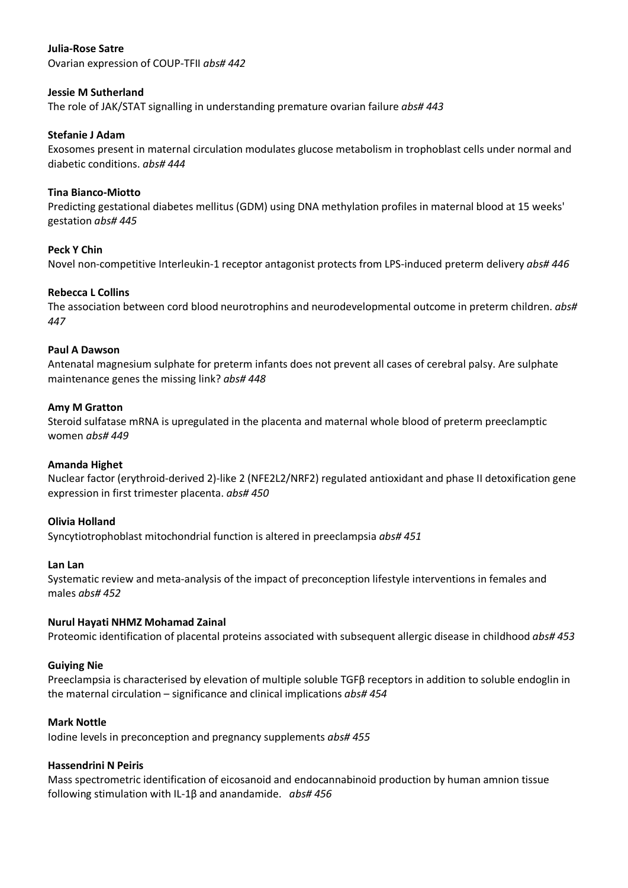**Julia-Rose Satre**
Ovarian expression of COUP-TFII *abs# 442*

**Jessie M Sutherland**
The role of JAK/STAT signalling in understanding premature ovarian failure *abs# 443*

**Stefanie J Adam**
Exosomes present in maternal circulation modulates glucose metabolism in trophoblast cells under normal and diabetic conditions. *abs# 444*

**Tina Bianco-Miotto**
Predicting gestational diabetes mellitus (GDM) using DNA methylation profiles in maternal blood at 15 weeks' gestation *abs# 445*

**Peck Y Chin**
Novel non-competitive Interleukin-1 receptor antagonist protects from LPS-induced preterm delivery *abs# 446*

**Rebecca L Collins**
The association between cord blood neurotrophins and neurodevelopmental outcome in preterm children. *abs# 447*

**Paul A Dawson**
Antenatal magnesium sulphate for preterm infants does not prevent all cases of cerebral palsy. Are sulphate maintenance genes the missing link? *abs# 448*

**Amy M Gratton**
Steroid sulfatase mRNA is upregulated in the placenta and maternal whole blood of preterm preeclamptic women *abs# 449*

**Amanda Highet**
Nuclear factor (erythroid-derived 2)-like 2 (NFE2L2/NRF2) regulated antioxidant and phase II detoxification gene expression in first trimester placenta. *abs# 450*

**Olivia Holland**
Syncytiotrophoblast mitochondrial function is altered in preeclampsia *abs# 451*

**Lan Lan**
Systematic review and meta-analysis of the impact of preconception lifestyle interventions in females and males *abs# 452*

**Nurul Hayati NHMZ Mohamad Zainal**
Proteomic identification of placental proteins associated with subsequent allergic disease in childhood *abs# 453*

**Guiying Nie**
Preeclampsia is characterised by elevation of multiple soluble TGFβ receptors in addition to soluble endoglin in the maternal circulation – significance and clinical implications *abs# 454*

**Mark Nottle**
Iodine levels in preconception and pregnancy supplements *abs# 455*

**Hassendrini N Peiris**
Mass spectrometric identification of eicosanoid and endocannabinoid production by human amnion tissue following stimulation with IL-1β and anandamide. *abs# 456*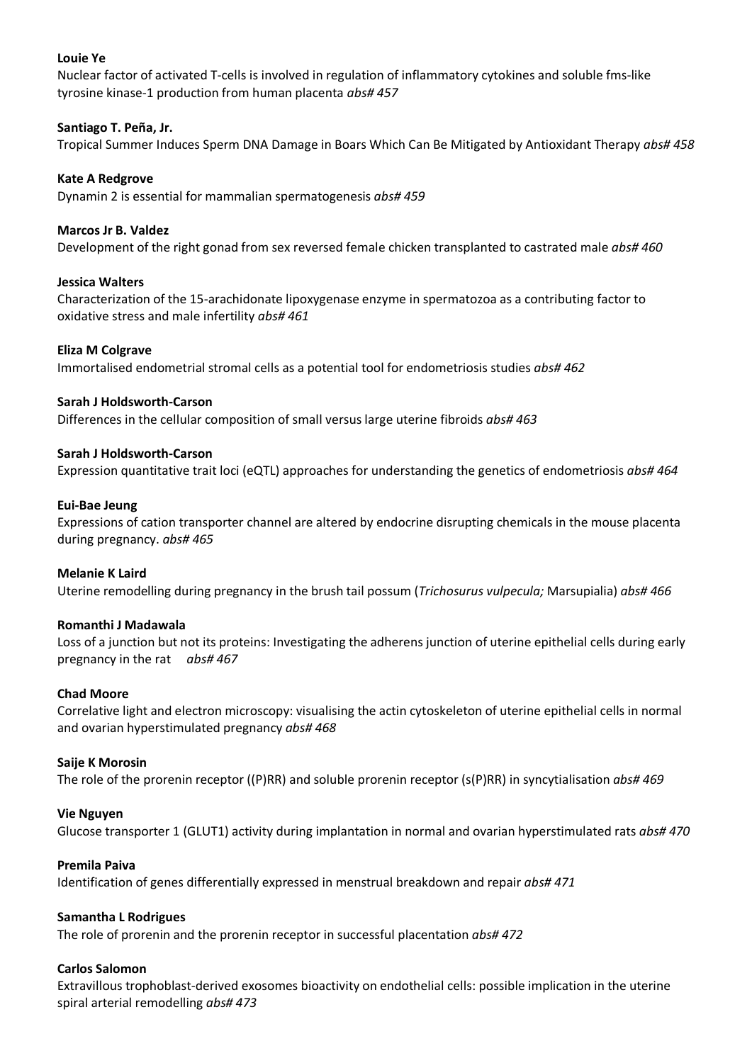**Louie Ye**

Nuclear factor of activated T-cells is involved in regulation of inflammatory cytokines and soluble fms-like tyrosine kinase-1 production from human placenta *abs# 457*

**Santiago T. Peña, Jr.**

Tropical Summer Induces Sperm DNA Damage in Boars Which Can Be Mitigated by Antioxidant Therapy *abs# 458*

**Kate A Redgrove**

Dynamin 2 is essential for mammalian spermatogenesis *abs# 459*

**Marcos Jr B. Valdez**

Development of the right gonad from sex reversed female chicken transplanted to castrated male *abs# 460*

**Jessica Walters**

Characterization of the 15-arachidonate lipoxygenase enzyme in spermatozoa as a contributing factor to oxidative stress and male infertility *abs# 461*

**Eliza M Colgrave**

Immortalised endometrial stromal cells as a potential tool for endometriosis studies *abs# 462*

**Sarah J Holdsworth-Carson**

Differences in the cellular composition of small versus large uterine fibroids *abs# 463*

**Sarah J Holdsworth-Carson**

Expression quantitative trait loci (eQTL) approaches for understanding the genetics of endometriosis *abs# 464*

**Eui-Bae Jeung**

Expressions of cation transporter channel are altered by endocrine disrupting chemicals in the mouse placenta during pregnancy. *abs# 465*

**Melanie K Laird**

Uterine remodelling during pregnancy in the brush tail possum (*Trichosurus vulpecula;* Marsupialia) *abs# 466*

**Romanthi J Madawala**

Loss of a junction but not its proteins: Investigating the adherens junction of uterine epithelial cells during early pregnancy in the rat *abs# 467*

**Chad Moore**

Correlative light and electron microscopy: visualising the actin cytoskeleton of uterine epithelial cells in normal and ovarian hyperstimulated pregnancy *abs# 468*

**Saije K Morosin**

The role of the prorenin receptor ((P)RR) and soluble prorenin receptor (s(P)RR) in syncytialisation *abs# 469*

**Vie Nguyen**

Glucose transporter 1 (GLUT1) activity during implantation in normal and ovarian hyperstimulated rats *abs# 470*

**Premila Paiva**

Identification of genes differentially expressed in menstrual breakdown and repair *abs# 471*

**Samantha L Rodrigues**

The role of prorenin and the prorenin receptor in successful placentation *abs# 472*

**Carlos Salomon**

Extravillous trophoblast-derived exosomes bioactivity on endothelial cells: possible implication in the uterine spiral arterial remodelling *abs# 473*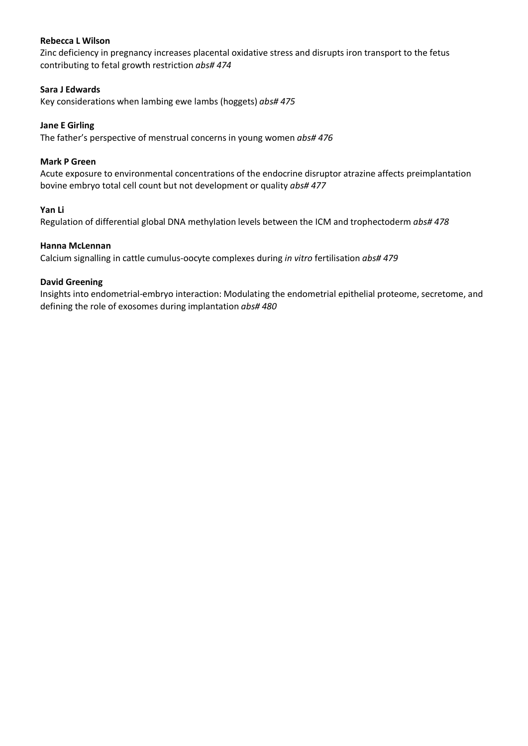**Rebecca L Wilson**

Zinc deficiency in pregnancy increases placental oxidative stress and disrupts iron transport to the fetus contributing to fetal growth restriction *abs# 474*

**Sara J Edwards**

Key considerations when lambing ewe lambs (hoggets) *abs# 475*

**Jane E Girling**

The father's perspective of menstrual concerns in young women *abs# 476*

**Mark P Green**

Acute exposure to environmental concentrations of the endocrine disruptor atrazine affects preimplantation bovine embryo total cell count but not development or quality *abs# 477*

**Yan Li**

Regulation of differential global DNA methylation levels between the ICM and trophectoderm *abs# 478*

**Hanna McLennan**

Calcium signalling in cattle cumulus-oocyte complexes during *in vitro* fertilisation *abs# 479*

**David Greening**

Insights into endometrial-embryo interaction: Modulating the endometrial epithelial proteome, secretome, and defining the role of exosomes during implantation *abs# 480*